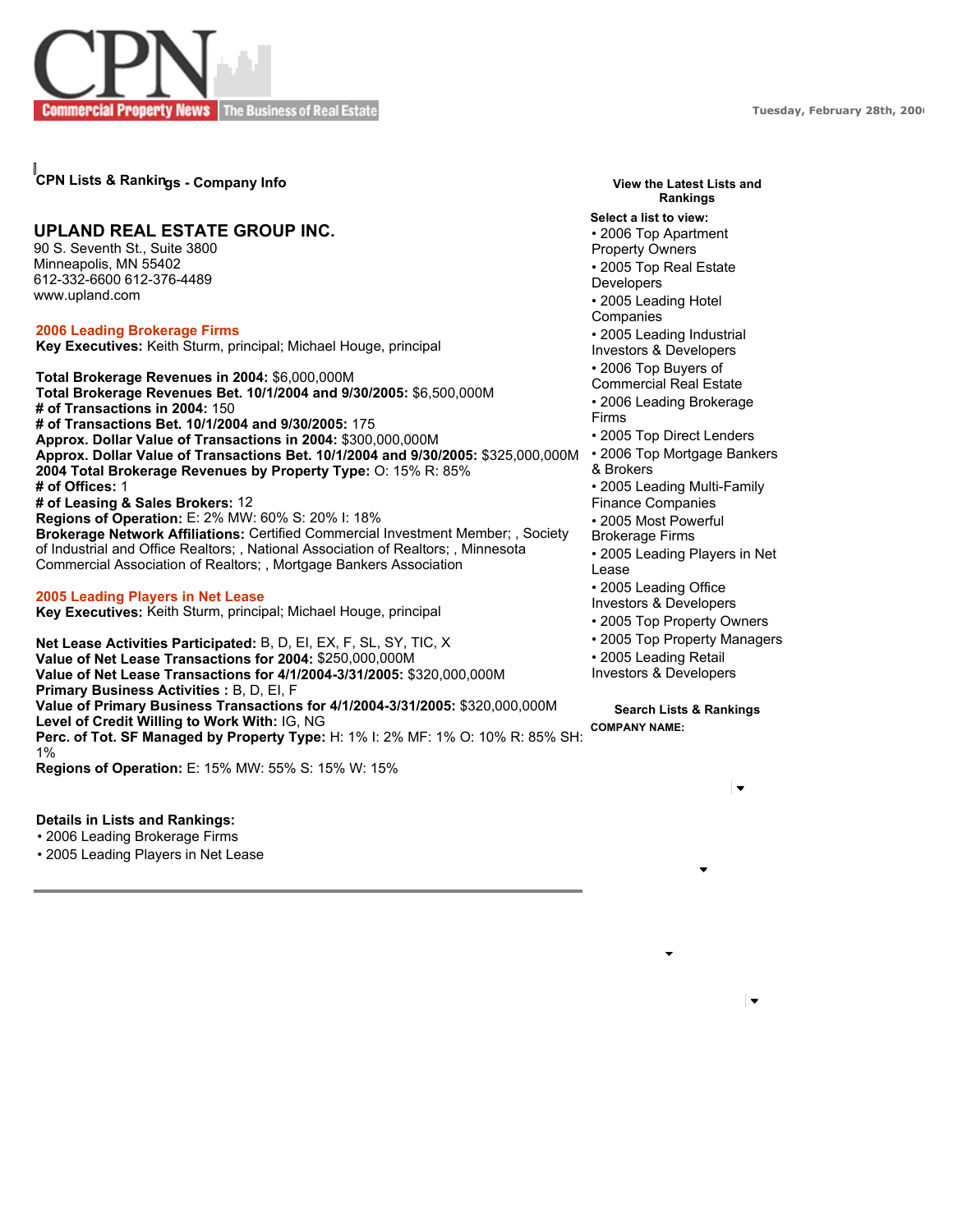# CPN Commercial Property News — The Business of Real Estate

Tuesday, February 28th, 2006

## CPN Lists & Rankings - Company Info

### UPLAND REAL ESTATE GROUP INC.

90 S. Seventh St., Suite 3800
Minneapolis, MN 55402
612-332-6600 612-376-4489
www.upland.com

#### 2006 Leading Brokerage Firms

**Key Executives:** Keith Sturm, principal; Michael Houge, principal

**Total Brokerage Revenues in 2004:** $6,000,000M
**Total Brokerage Revenues Bet. 10/1/2004 and 9/30/2005:** $6,500,000M
**# of Transactions in 2004:** 150
**# of Transactions Bet. 10/1/2004 and 9/30/2005:** 175
**Approx. Dollar Value of Transactions in 2004:** $300,000,000M
**Approx. Dollar Value of Transactions Bet. 10/1/2004 and 9/30/2005:** $325,000,000M
**2004 Total Brokerage Revenues by Property Type:** O: 15% R: 85%
**# of Offices:** 1
**# of Leasing & Sales Brokers:** 12
**Regions of Operation:** E: 2% MW: 60% S: 20% I: 18%
**Brokerage Network Affiliations:** Certified Commercial Investment Member; , Society of Industrial and Office Realtors; , National Association of Realtors; , Minnesota Commercial Association of Realtors; , Mortgage Bankers Association

#### 2005 Leading Players in Net Lease

**Key Executives:** Keith Sturm, principal; Michael Houge, principal

**Net Lease Activities Participated:** B, D, EI, EX, F, SL, SY, TIC, X
**Value of Net Lease Transactions for 2004:** $250,000,000M
**Value of Net Lease Transactions for 4/1/2004-3/31/2005:** $320,000,000M
**Primary Business Activities :** B, D, EI, F
**Value of Primary Business Transactions for 4/1/2004-3/31/2005:** $320,000,000M
**Level of Credit Willing to Work With:** IG, NG
**Perc. of Tot. SF Managed by Property Type:** H: 1% I: 2% MF: 1% O: 10% R: 85% SH: 1%
**Regions of Operation:** E: 15% MW: 55% S: 15% W: 15%

**Details in Lists and Rankings:**

- 2006 Leading Brokerage Firms
- 2005 Leading Players in Net Lease

**View the Latest Lists and Rankings**

**Select a list to view:**

- 2006 Top Apartment Property Owners
- 2005 Top Real Estate Developers
- 2005 Leading Hotel Companies
- 2005 Leading Industrial Investors & Developers
- 2006 Top Buyers of Commercial Real Estate
- 2006 Leading Brokerage Firms
- 2005 Top Direct Lenders
- 2006 Top Mortgage Bankers & Brokers
- 2005 Leading Multi-Family Finance Companies
- 2005 Most Powerful Brokerage Firms
- 2005 Leading Players in Net Lease
- 2005 Leading Office Investors & Developers
- 2005 Top Property Owners
- 2005 Top Property Managers
- 2005 Leading Retail Investors & Developers

**Search Lists & Rankings**

**COMPANY NAME:**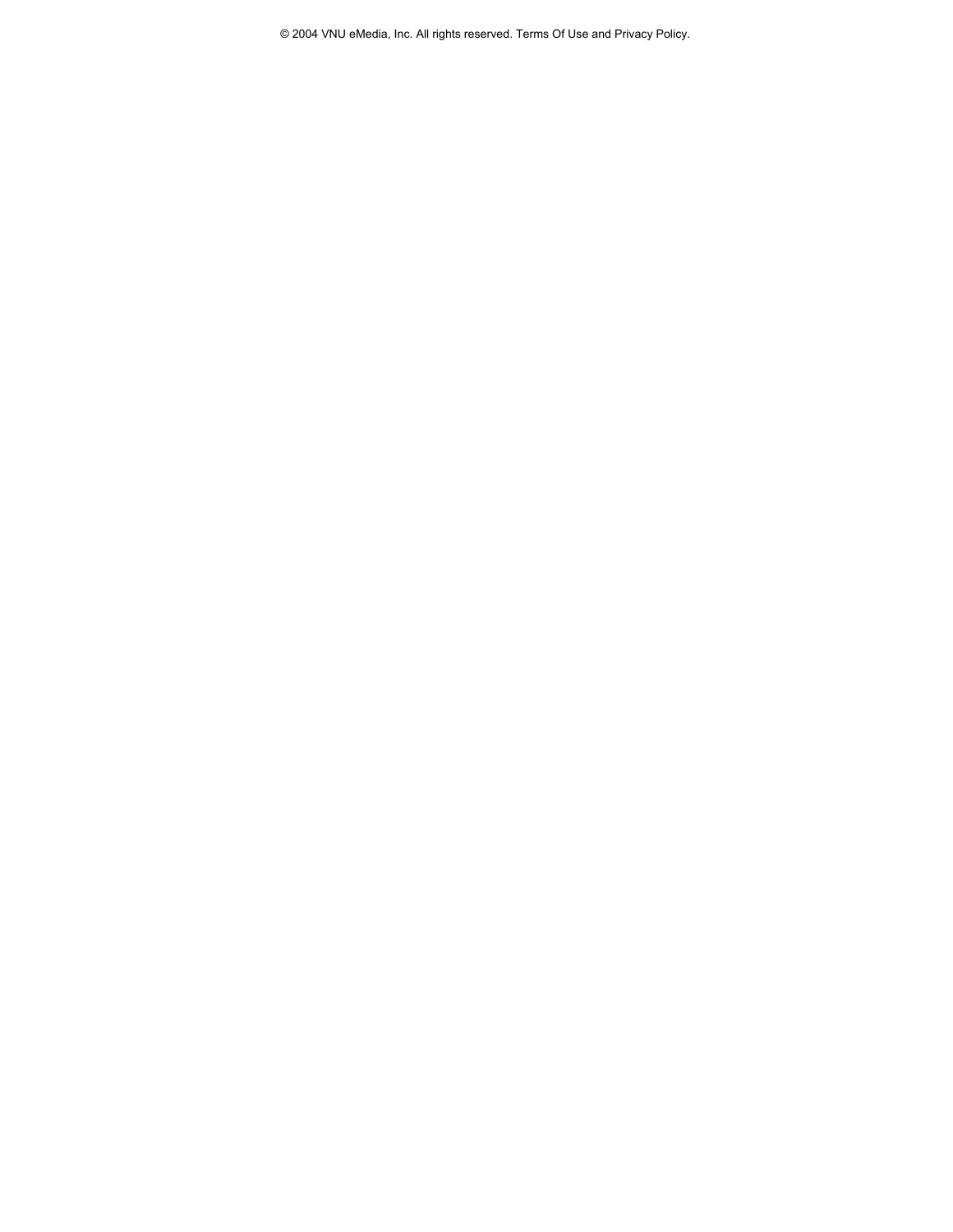© 2004 VNU eMedia, Inc. All rights reserved. Terms Of Use and Privacy Policy.